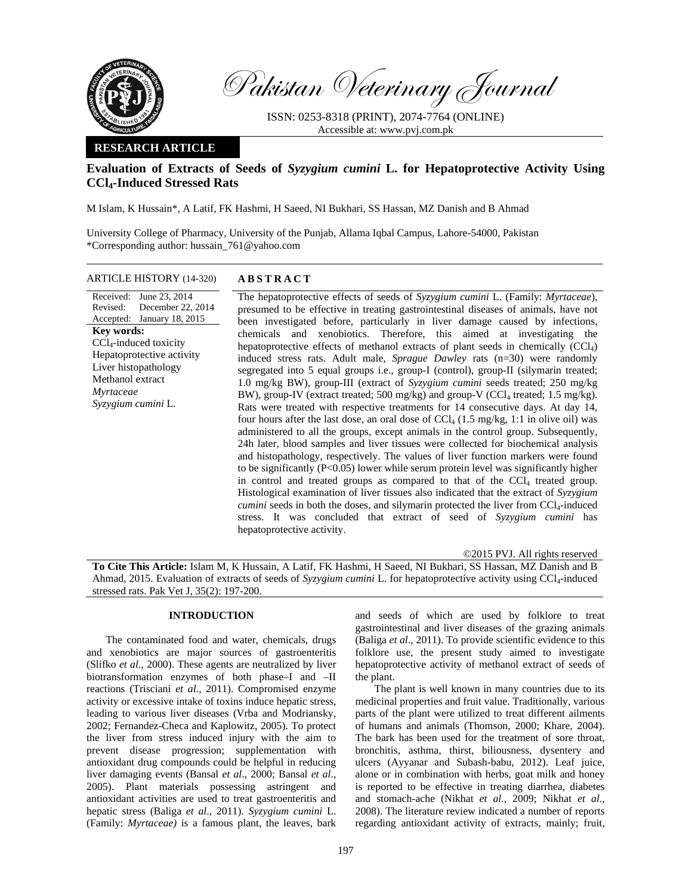Pakistan Veterinary Journal

ISSN: 0253-8318 (PRINT), 2074-7764 (ONLINE)
Accessible at: www.pvj.com.pk

**RESEARCH ARTICLE**

# Evaluation of Extracts of Seeds of *Syzygium cumini* L. for Hepatoprotective Activity Using $CCl_4$-Induced Stressed Rats

M Islam, K Hussain*, A Latif, FK Hashmi, H Saeed, NI Bukhari, SS Hassan, MZ Danish and B Ahmad

University College of Pharmacy, University of the Punjab, Allama Iqbal Campus, Lahore-54000, Pakistan
*Corresponding author: hussain_761@yahoo.com

**ARTICLE HISTORY** (14-320)

Received: June 23, 2014
Revised: December 22, 2014
Accepted: January 18, 2015

**Key words:**
$CCl_4$-induced toxicity
Hepatoprotective activity
Liver histopathology
Methanol extract
*Myrtaceae*
*Syzygium cumini* L.

## ABSTRACT

The hepatoprotective effects of seeds of *Syzygium cumini* L. (Family: *Myrtaceae*), presumed to be effective in treating gastrointestinal diseases of animals, have not been investigated before, particularly in liver damage caused by infections, chemicals and xenobiotics. Therefore, this aimed at investigating the hepatoprotective effects of methanol extracts of plant seeds in chemically ($CCl_4$) induced stress rats. Adult male, *Sprague Dawley* rats (n=30) were randomly segregated into 5 equal groups i.e., group-I (control), group-II (silymarin treated; 1.0 mg/kg BW), group-III (extract of *Syzygium cumini* seeds treated; 250 mg/kg BW), group-IV (extract treated; 500 mg/kg) and group-V ($CCl_4$ treated; 1.5 mg/kg). Rats were treated with respective treatments for 14 consecutive days. At day 14, four hours after the last dose, an oral dose of $CCl_4$ (1.5 mg/kg, 1:1 in olive oil) was administered to all the groups, except animals in the control group. Subsequently, 24h later, blood samples and liver tissues were collected for biochemical analysis and histopathology, respectively. The values of liver function markers were found to be significantly ($P<0.05$) lower while serum protein level was significantly higher in control and treated groups as compared to that of the $CCl_4$ treated group. Histological examination of liver tissues also indicated that the extract of *Syzygium cumini* seeds in both the doses, and silymarin protected the liver from $CCl_4$-induced stress. It was concluded that extract of seed of *Syzygium cumini* has hepatoprotective activity.

©2015 PVJ. All rights reserved

**To Cite This Article:** Islam M, K Hussain, A Latif, FK Hashmi, H Saeed, NI Bukhari, SS Hassan, MZ Danish and B Ahmad, 2015. Evaluation of extracts of seeds of *Syzygium cumini* L. for hepatoprotective activity using $CCl_4$-induced stressed rats. Pak Vet J, 35(2): 197-200.

## INTRODUCTION

The contaminated food and water, chemicals, drugs and xenobiotics are major sources of gastroenteritis (Slifko *et al.,* 2000). These agents are neutralized by liver biotransformation enzymes of both phase–I and –II reactions (Trisciani *et al.,* 2011). Compromised enzyme activity or excessive intake of toxins induce hepatic stress, leading to various liver diseases (Vrba and Modriansky, 2002; Fernandez-Checa and Kaplowitz, 2005). To protect the liver from stress induced injury with the aim to prevent disease progression; supplementation with antioxidant drug compounds could be helpful in reducing liver damaging events (Bansal *et al*., 2000; Bansal *et al*., 2005). Plant materials possessing astringent and antioxidant activities are used to treat gastroenteritis and hepatic stress (Baliga *et al*., 2011). *Syzygium cumini* L. (Family: *Myrtaceae)* is a famous plant, the leaves, bark and seeds of which are used by folklore to treat gastrointestinal and liver diseases of the grazing animals (Baliga *et al*., 2011). To provide scientific evidence to this folklore use, the present study aimed to investigate hepatoprotective activity of methanol extract of seeds of the plant.

The plant is well known in many countries due to its medicinal properties and fruit value. Traditionally, various parts of the plant were utilized to treat different ailments of humans and animals (Thomson, 2000; Khare, 2004). The bark has been used for the treatment of sore throat, bronchitis, asthma, thirst, biliousness, dysentery and ulcers (Ayyanar and Subash-babu, 2012). Leaf juice, alone or in combination with herbs, goat milk and honey is reported to be effective in treating diarrhea, diabetes and stomach-ache (Nikhat *et al.,* 2009; Nikhat *et al.,* 2008). The literature review indicated a number of reports regarding antioxidant activity of extracts, mainly; fruit,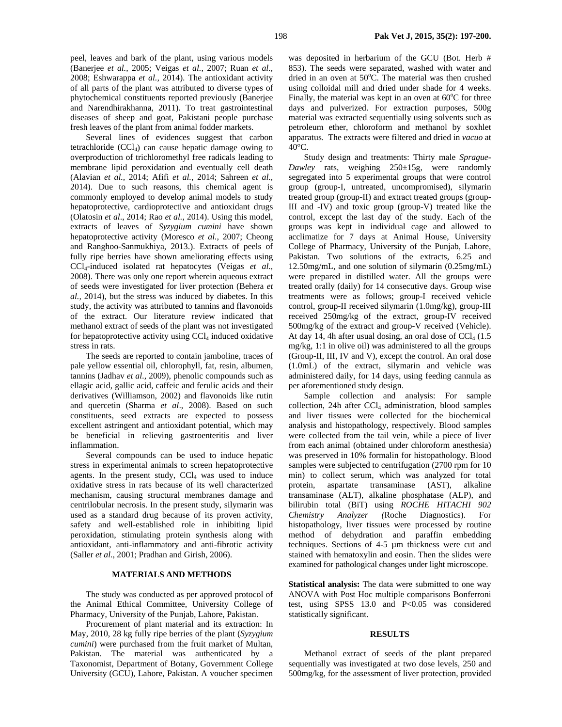peel, leaves and bark of the plant, using various models (Banerjee *et al.,* 2005; Veigas *et al.,* 2007; Ruan *et al.,* 2008; Eshwarappa *et al.,* 2014). The antioxidant activity of all parts of the plant was attributed to diverse types of phytochemical constituents reported previously (Banerjee and Narendhirakhanna, 2011). To treat gastrointestinal diseases of sheep and goat, Pakistani people purchase fresh leaves of the plant from animal fodder markets.

Several lines of evidences suggest that carbon tetrachloride ($CCl_4$) can cause hepatic damage owing to overproduction of trichloromethyl free radicals leading to membrane lipid peroxidation and eventually cell death (Alavian *et al.,* 2014; Afifi *et al.,* 2014; Sahreen *et al.,* 2014). Due to such reasons, this chemical agent is commonly employed to develop animal models to study hepatoprotective, cardioprotective and antioxidant drugs (Olatosin *et al*., 2014; Rao *et al.,* 2014). Using this model, extracts of leaves of *Syzygium cumini* have shown hepatoprotective activity (Moresco *et al.,* 2007; Cheong and Ranghoo-Sanmukhiya, 2013.). Extracts of peels of fully ripe berries have shown ameliorating effects using $CCl_4$-induced isolated rat hepatocytes (Veigas *et al.,* 2008). There was only one report wherein aqueous extract of seeds were investigated for liver protection (Behera *et al.,* 2014), but the stress was induced by diabetes. In this study, the activity was attributed to tannins and flavonoids of the extract. Our literature review indicated that methanol extract of seeds of the plant was not investigated for hepatoprotective activity using $CCl_4$ induced oxidative stress in rats.

The seeds are reported to contain jamboline, traces of pale yellow essential oil, chlorophyll, fat, resin, albumen, tannins (Jadhav *et al*., 2009), phenolic compounds such as ellagic acid, gallic acid, caffeic and ferulic acids and their derivatives (Williamson, 2002) and flavonoids like rutin and quercetin (Sharma *et al*., 2008). Based on such constituents, seed extracts are expected to possess excellent astringent and antioxidant potential, which may be beneficial in relieving gastroenteritis and liver inflammation.

Several compounds can be used to induce hepatic stress in experimental animals to screen hepatoprotective agents. In the present study, $CCl_4$ was used to induce oxidative stress in rats because of its well characterized mechanism, causing structural membranes damage and centrilobular necrosis. In the present study, silymarin was used as a standard drug because of its proven activity, safety and well-established role in inhibiting lipid peroxidation, stimulating protein synthesis along with antioxidant, anti-inflammatory and anti-fibrotic activity (Saller *et al.,* 2001; Pradhan and Girish, 2006).

## MATERIALS AND METHODS

The study was conducted as per approved protocol of the Animal Ethical Committee, University College of Pharmacy, University of the Punjab, Lahore, Pakistan.

Procurement of plant material and its extraction: In May, 2010, 28 kg fully ripe berries of the plant (*Syzygium cumini*) were purchased from the fruit market of Multan, Pakistan. The material was authenticated by a Taxonomist, Department of Botany, Government College University (GCU), Lahore, Pakistan. A voucher specimen was deposited in herbarium of the GCU (Bot. Herb # 853). The seeds were separated, washed with water and dried in an oven at 50°C. The material was then crushed using colloidal mill and dried under shade for 4 weeks. Finally, the material was kept in an oven at 60°C for three days and pulverized. For extraction purposes, 500g material was extracted sequentially using solvents such as petroleum ether, chloroform and methanol by soxhlet apparatus. The extracts were filtered and dried in *vacuo* at 40°C.

Study design and treatments: Thirty male *Sprague-Dawley* rats, weighing 250±15g, were randomly segregated into 5 experimental groups that were control group (group-I, untreated, uncompromised), silymarin treated group (group-II) and extract treated groups (group-III and -IV) and toxic group (group-V) treated like the control, except the last day of the study. Each of the groups was kept in individual cage and allowed to acclimatize for 7 days at Animal House, University College of Pharmacy, University of the Punjab, Lahore, Pakistan. Two solutions of the extracts, 6.25 and 12.50mg/mL, and one solution of silymarin (0.25mg/mL) were prepared in distilled water. All the groups were treated orally (daily) for 14 consecutive days. Group wise treatments were as follows; group-I received vehicle control, group-II received silymarin (1.0mg/kg), group-III received 250mg/kg of the extract, group-IV received 500mg/kg of the extract and group-V received (Vehicle). At day 14, 4h after usual dosing, an oral dose of $CCl_4$ (1.5 mg/kg, 1:1 in olive oil) was administered to all the groups (Group-II, III, IV and V), except the control. An oral dose (1.0mL) of the extract, silymarin and vehicle was administered daily, for 14 days, using feeding cannula as per aforementioned study design.

Sample collection and analysis: For sample collection, 24h after $CCl_4$ administration, blood samples and liver tissues were collected for the biochemical analysis and histopathology, respectively. Blood samples were collected from the tail vein, while a piece of liver from each animal (obtained under chloroform anesthesia) was preserved in 10% formalin for histopathology. Blood samples were subjected to centrifugation (2700 rpm for 10 min) to collect serum, which was analyzed for total protein, aspartate transaminase (AST), alkaline transaminase (ALT), alkaline phosphatase (ALP), and bilirubin total (BiT) using *ROCHE HITACHI 902 Chemistry Analyzer (*Roche Diagnostics). For histopathology, liver tissues were processed by routine method of dehydration and paraffin embedding techniques. Sections of 4-5 µm thickness were cut and stained with hematoxylin and eosin. Then the slides were examined for pathological changes under light microscope.

**Statistical analysis:** The data were submitted to one way ANOVA with Post Hoc multiple comparisons Bonferroni test, using SPSS 13.0 and $P \leq 0.05$ was considered statistically significant.

## RESULTS

Methanol extract of seeds of the plant prepared sequentially was investigated at two dose levels, 250 and 500mg/kg, for the assessment of liver protection, provided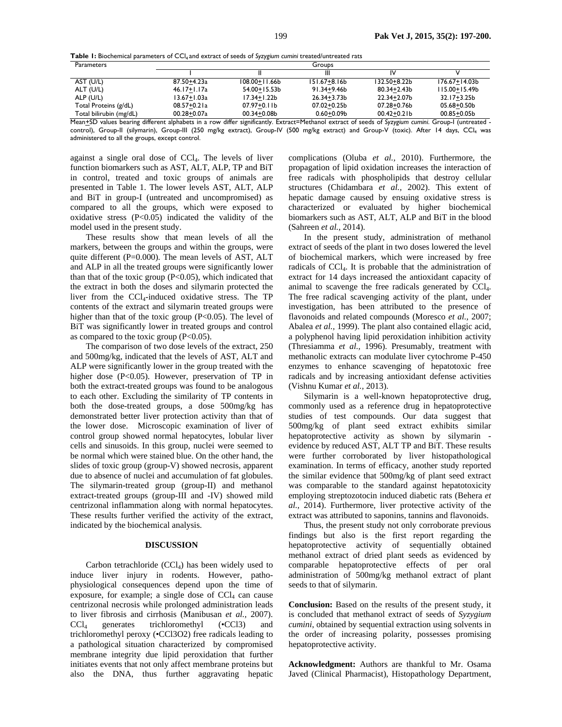**Table 1:** Biochemical parameters of $CCl_4$ and extract of seeds of *Syzygium cumini* treated/untreated rats

| Parameters | Groups | | | | |
|---|---|---|---|---|---|
| | I | II | III | IV | V |
| AST (U/L) | 87.50±4.23a | 108.00±11.66b | 151.67±8.16b | 132.50±8.22b | 176.67±14.03b |
| ALT (U/L) | 46.17±1.17a | 54.00±15.53b | 91.34±9.46b | 80.34±2.43b | 115.00±15.49b |
| ALP (U/L) | 13.67±1.03a | 17.34±1.22b | 26.34±3.73b | 22.34±2.07b | 32.17±3.25b |
| Total Proteins (g/dL) | 08.57±0.21a | 07.97±0.11b | 07.02±0.25b | 07.28±0.76b | 05.68±0.50b |
| Total bilirubin (mg/dL) | 00.28±0.07a | 00.34±0.08b | 0.60±0.09b | 00.42±0.21b | 00.85±0.05b |

Mean±SD values bearing different alphabets in a row differ significantly. Extract=Methanol extract of seeds of *Syzygium cumini*. Group-I (untreated - control), Group-II (silymarin), Group-III (250 mg/kg extract), Group-IV (500 mg/kg extract) and Group-V (toxic). After 14 days, $CCl_4$ was administered to all the groups, except control.

against a single oral dose of $CCl_4$. The levels of liver function biomarkers such as AST, ALT, ALP, TP and BiT in control, treated and toxic groups of animals are presented in Table 1. The lower levels AST, ALT, ALP and BiT in group-I (untreated and uncompromised) as compared to all the groups, which were exposed to oxidative stress ($P<0.05$) indicated the validity of the model used in the present study.

These results show that mean levels of all the markers, between the groups and within the groups, were quite different (P=0.000). The mean levels of AST, ALT and ALP in all the treated groups were significantly lower than that of the toxic group ($P<0.05$), which indicated that the extract in both the doses and silymarin protected the liver from the $CCl_4$-induced oxidative stress. The TP contents of the extract and silymarin treated groups were higher than that of the toxic group ($P<0.05$). The level of BiT was significantly lower in treated groups and control as compared to the toxic group ($P<0.05$).

The comparison of two dose levels of the extract, 250 and 500mg/kg, indicated that the levels of AST, ALT and ALP were significantly lower in the group treated with the higher dose ($P<0.05$). However, preservation of TP in both the extract-treated groups was found to be analogous to each other. Excluding the similarity of TP contents in both the dose-treated groups, a dose 500mg/kg has demonstrated better liver protection activity than that of the lower dose. Microscopic examination of liver of control group showed normal hepatocytes, lobular liver cells and sinusoids. In this group, nuclei were seemed to be normal which were stained blue. On the other hand, the slides of toxic group (group-V) showed necrosis, apparent due to absence of nuclei and accumulation of fat globules. The silymarin-treated group (group-II) and methanol extract-treated groups (group-III and -IV) showed mild centrizonal inflammation along with normal hepatocytes. These results further verified the activity of the extract, indicated by the biochemical analysis.

## DISCUSSION

Carbon tetrachloride ($CCl_4$) has been widely used to induce liver injury in rodents. However, patho-physiological consequences depend upon the time of exposure, for example; a single dose of $CCl_4$ can cause centrizonal necrosis while prolonged administration leads to liver fibrosis and cirrhosis (Manibusan *et al.,* 2007). $CCl_4$ generates trichloromethyl ($\bullet CCl_3$) and trichloromethyl peroxy ($\bullet CCl_3O_2$) free radicals leading to a pathological situation characterized by compromised membrane integrity due lipid peroxidation that further initiates events that not only affect membrane proteins but also the DNA, thus further aggravating hepatic complications (Oluba *et al.,* 2010). Furthermore, the propagation of lipid oxidation increases the interaction of free radicals with phospholipids that destroy cellular structures (Chidambara *et al.,* 2002). This extent of hepatic damage caused by ensuing oxidative stress is characterized or evaluated by higher biochemical biomarkers such as AST, ALT, ALP and BiT in the blood (Sahreen *et al.,* 2014).

In the present study, administration of methanol extract of seeds of the plant in two doses lowered the level of biochemical markers, which were increased by free radicals of $CCl_4$. It is probable that the administration of extract for 14 days increased the antioxidant capacity of animal to scavenge the free radicals generated by $CCl_4$. The free radical scavenging activity of the plant, under investigation, has been attributed to the presence of flavonoids and related compounds (Moresco *et al.,* 2007; Abalea *et al.,* 1999). The plant also contained ellagic acid, a polyphenol having lipid peroxidation inhibition activity (Thresiamma *et al.,* 1996). Presumably, treatment with methanolic extracts can modulate liver cytochrome P-450 enzymes to enhance scavenging of hepatotoxic free radicals and by increasing antioxidant defense activities (Vishnu Kumar *et al.,* 2013).

Silymarin is a well-known hepatoprotective drug, commonly used as a reference drug in hepatoprotective studies of test compounds. Our data suggest that 500mg/kg of plant seed extract exhibits similar hepatoprotective activity as shown by silymarin - evidence by reduced AST, ALT TP and BiT. These results were further corroborated by liver histopathological examination. In terms of efficacy, another study reported the similar evidence that 500mg/kg of plant seed extract was comparable to the standard against hepatotoxicity employing streptozotocin induced diabetic rats (Behera *et al.,* 2014). Furthermore, liver protective activity of the extract was attributed to saponins, tannins and flavonoids.

Thus, the present study not only corroborate previous findings but also is the first report regarding the hepatoprotective activity of sequentially obtained methanol extract of dried plant seeds as evidenced by comparable hepatoprotective effects of per oral administration of 500mg/kg methanol extract of plant seeds to that of silymarin.

**Conclusion:** Based on the results of the present study, it is concluded that methanol extract of seeds of *Syzygium cumini*, obtained by sequential extraction using solvents in the order of increasing polarity, possesses promising hepatoprotective activity.

**Acknowledgment:** Authors are thankful to Mr. Osama Javed (Clinical Pharmacist), Histopathology Department,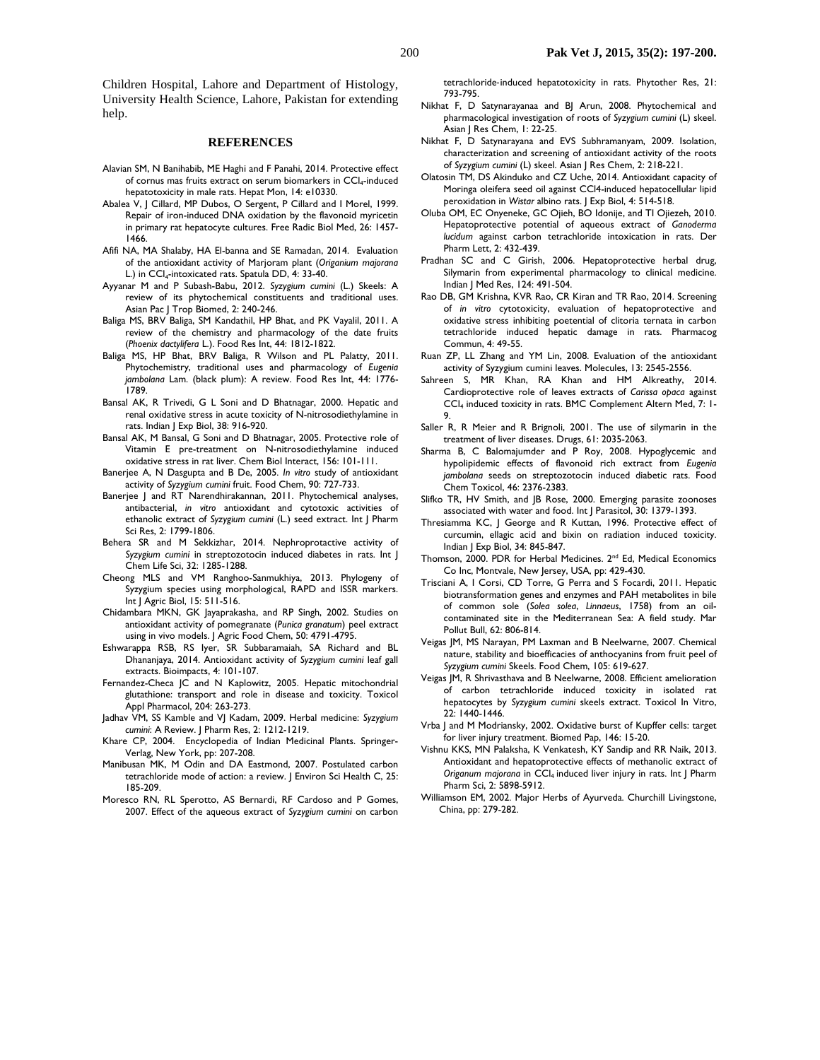Children Hospital, Lahore and Department of Histology, University Health Science, Lahore, Pakistan for extending help.

## REFERENCES

Alavian SM, N Banihabib, ME Haghi and F Panahi, 2014. Protective effect of cornus mas fruits extract on serum biomarkers in $CCl_4$-induced hepatotoxicity in male rats. Hepat Mon, 14: e10330.

Abalea V, J Cillard, MP Dubos, O Sergent, P Cillard and I Morel, 1999. Repair of iron-induced DNA oxidation by the flavonoid myricetin in primary rat hepatocyte cultures. Free Radic Biol Med, 26: 1457-1466.

Afifi NA, MA Shalaby, HA El-banna and SE Ramadan, 2014. Evaluation of the antioxidant activity of Marjoram plant (*Origanium majorana* L.) in $CCl_4$-intoxicated rats. Spatula DD, 4: 33-40.

Ayyanar M and P Subash-Babu, 2012. *Syzygium cumini* (L.) Skeels: A review of its phytochemical constituents and traditional uses. Asian Pac J Trop Biomed, 2: 240-246.

Baliga MS, BRV Baliga, SM Kandathil, HP Bhat, and PK Vayalil, 2011. A review of the chemistry and pharmacology of the date fruits (*Phoenix dactylifera* L.). Food Res Int, 44: 1812-1822.

Baliga MS, HP Bhat, BRV Baliga, R Wilson and PL Palatty, 2011. Phytochemistry, traditional uses and pharmacology of *Eugenia jambolana* Lam. (black plum): A review. Food Res Int, 44: 1776-1789.

Bansal AK, R Trivedi, G L Soni and D Bhatnagar, 2000. Hepatic and renal oxidative stress in acute toxicity of N-nitrosodiethylamine in rats. Indian J Exp Biol, 38: 916-920.

Bansal AK, M Bansal, G Soni and D Bhatnagar, 2005. Protective role of Vitamin E pre-treatment on N-nitrosodiethylamine induced oxidative stress in rat liver. Chem Biol Interact, 156: 101-111.

Banerjee A, N Dasgupta and B De, 2005. *In vitro* study of antioxidant activity of *Syzygium cumini* fruit. Food Chem, 90: 727-733.

Banerjee J and RT Narendhirakannan, 2011. Phytochemical analyses, antibacterial, *in vitro* antioxidant and cytotoxic activities of ethanolic extract of *Syzygium cumini* (L.) seed extract. Int J Pharm Sci Res, 2: 1799-1806.

Behera SR and M Sekkizhar, 2014. Nephroprotactive activity of *Syzygium cumini* in streptozotocin induced diabetes in rats. Int J Chem Life Sci, 32: 1285-1288.

Cheong MLS and VM Ranghoo-Sanmukhiya, 2013. Phylogeny of Syzygium species using morphological, RAPD and ISSR markers. Int J Agric Biol, 15: 511-516.

Chidambara MKN, GK Jayaprakasha, and RP Singh, 2002. Studies on antioxidant activity of pomegranate (*Punica granatum*) peel extract using in vivo models. J Agric Food Chem, 50: 4791-4795.

Eshwarappa RSB, RS Iyer, SR Subbaramaiah, SA Richard and BL Dhananjaya, 2014. Antioxidant activity of *Syzygium cumini* leaf gall extracts. Bioimpacts, 4: 101-107.

Fernandez-Checa JC and N Kaplowitz, 2005. Hepatic mitochondrial glutathione: transport and role in disease and toxicity. Toxicol Appl Pharmacol, 204: 263-273.

Jadhav VM, SS Kamble and VJ Kadam, 2009. Herbal medicine: *Syzygium cumini*: A Review. J Pharm Res, 2: 1212-1219.

Khare CP, 2004. Encyclopedia of Indian Medicinal Plants. Springer-Verlag, New York, pp: 207-208.

Manibusan MK, M Odin and DA Eastmond, 2007. Postulated carbon tetrachloride mode of action: a review. J Environ Sci Health C, 25: 185-209.

Moresco RN, RL Sperotto, AS Bernardi, RF Cardoso and P Gomes, 2007. Effect of the aqueous extract of *Syzygium cumini* on carbon tetrachloride-induced hepatotoxicity in rats. Phytother Res, 21: 793-795.

Nikhat F, D Satynarayanaa and BJ Arun, 2008. Phytochemical and pharmacological investigation of roots of *Syzygium cumini* (L) skeel. Asian J Res Chem, 1: 22-25.

Nikhat F, D Satynarayana and EVS Subhramanyam, 2009. Isolation, characterization and screening of antioxidant activity of the roots of *Syzygium cumini* (L) skeel. Asian J Res Chem, 2: 218-221.

Olatosin TM, DS Akinduko and CZ Uche, 2014. Antioxidant capacity of Moringa oleifera seed oil against CCl4-induced hepatocellular lipid peroxidation in *Wistar* albino rats. J Exp Biol, 4: 514-518.

Oluba OM, EC Onyeneke, GC Ojieh, BO Idonije, and TI Ojiezeh, 2010. Hepatoprotective potential of aqueous extract of *Ganoderma lucidum* against carbon tetrachloride intoxication in rats. Der Pharm Lett, 2: 432-439.

Pradhan SC and C Girish, 2006. Hepatoprotective herbal drug, Silymarin from experimental pharmacology to clinical medicine. Indian J Med Res, 124: 491-504.

Rao DB, GM Krishna, KVR Rao, CR Kiran and TR Rao, 2014. Screening of *in vitro* cytotoxicity, evaluation of hepatoprotective and oxidative stress inhibiting poetential of clitoria ternata in carbon tetrachloride induced hepatic damage in rats. Pharmacog Commun, 4: 49-55.

Ruan ZP, LL Zhang and YM Lin, 2008. Evaluation of the antioxidant activity of Syzygium cumini leaves. Molecules, 13: 2545-2556.

Sahreen S, MR Khan, RA Khan and HM Alkreathy, 2014. Cardioprotective role of leaves extracts of *Carissa opaca* against $CCl_4$ induced toxicity in rats. BMC Complement Altern Med, 7: 1-9.

Saller R, R Meier and R Brignoli, 2001. The use of silymarin in the treatment of liver diseases. Drugs, 61: 2035-2063.

Sharma B, C Balomajumder and P Roy, 2008. Hypoglycemic and hypolipidemic effects of flavonoid rich extract from *Eugenia jambolana* seeds on streptozotocin induced diabetic rats. Food Chem Toxicol, 46: 2376-2383.

Slifko TR, HV Smith, and JB Rose, 2000. Emerging parasite zoonoses associated with water and food. Int J Parasitol, 30: 1379-1393.

Thresiamma KC, J George and R Kuttan, 1996. Protective effect of curcumin, ellagic acid and bixin on radiation induced toxicity. Indian J Exp Biol, 34: 845-847.

Thomson, 2000. PDR for Herbal Medicines. 2nd Ed, Medical Economics Co Inc, Montvale, New Jersey, USA, pp: 429-430.

Trisciani A, I Corsi, CD Torre, G Perra and S Focardi, 2011. Hepatic biotransformation genes and enzymes and PAH metabolites in bile of common sole (*Solea solea*, *Linnaeus*, 1758) from an oil-contaminated site in the Mediterranean Sea: A field study. Mar Pollut Bull, 62: 806-814.

Veigas JM, MS Narayan, PM Laxman and B Neelwarne, 2007. Chemical nature, stability and bioefficacies of anthocyanins from fruit peel of *Syzygium cumini* Skeels. Food Chem, 105: 619-627.

Veigas JM, R Shrivasthava and B Neelwarne, 2008. Efficient amelioration of carbon tetrachloride induced toxicity in isolated rat hepatocytes by *Syzygium cumini* skeels extract. Toxicol In Vitro, 22: 1440-1446.

Vrba J and M Modriansky, 2002. Oxidative burst of Kupffer cells: target for liver injury treatment. Biomed Pap, 146: 15-20.

Vishnu KKS, MN Palaksha, K Venkatesh, KY Sandip and RR Naik, 2013. Antioxidant and hepatoprotective effects of methanolic extract of *Origanum majorana* in $CCl_4$ induced liver injury in rats. Int J Pharm Pharm Sci, 2: 5898-5912.

Williamson EM, 2002. Major Herbs of Ayurveda. Churchill Livingstone, China, pp: 279-282.